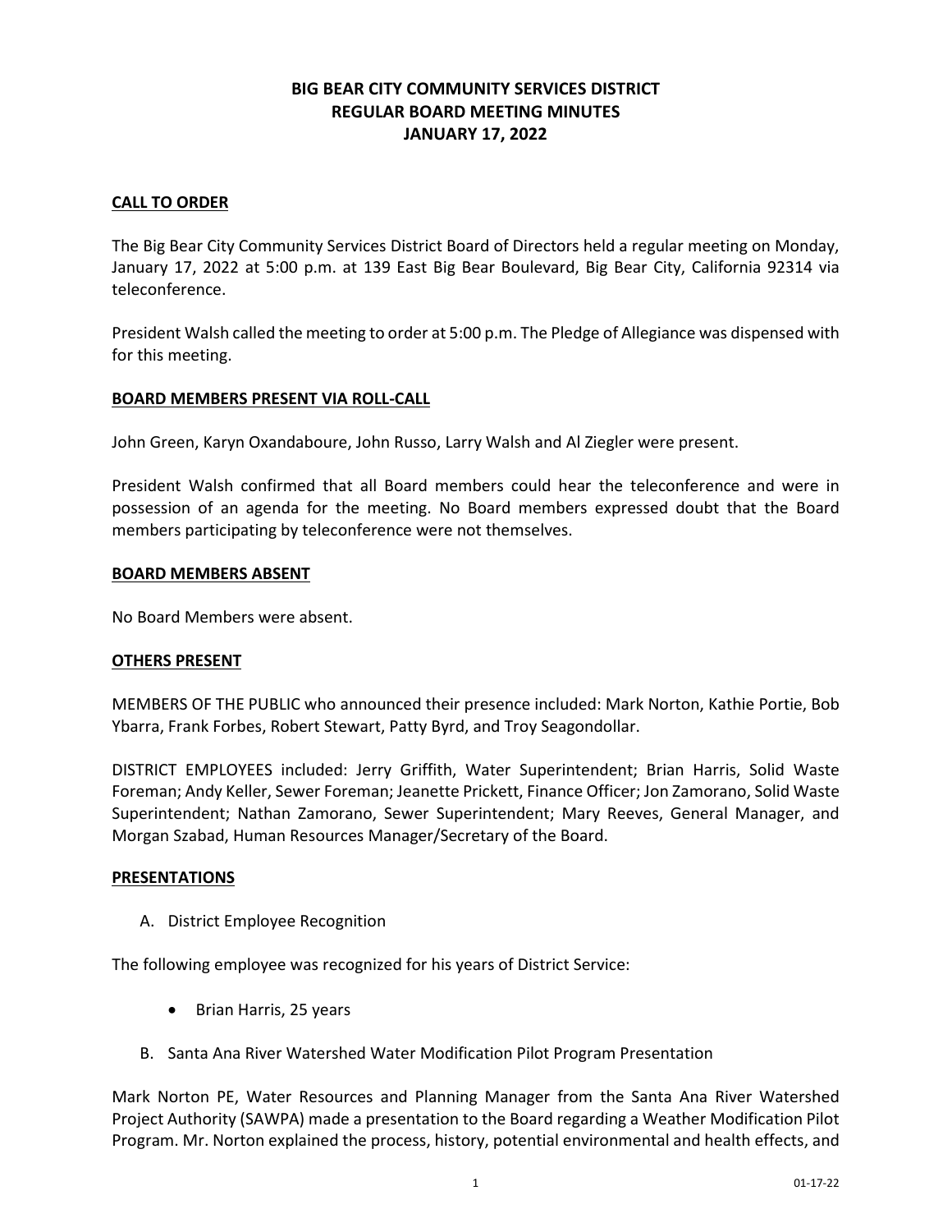# BIG BEAR CITY COMMUNITY SERVICES DISTRICT
## REGULAR BOARD MEETING MINUTES
## JANUARY 17, 2022

**CALL TO ORDER**

The Big Bear City Community Services District Board of Directors held a regular meeting on Monday, January 17, 2022 at 5:00 p.m. at 139 East Big Bear Boulevard, Big Bear City, California 92314 via teleconference.

President Walsh called the meeting to order at 5:00 p.m. The Pledge of Allegiance was dispensed with for this meeting.

**BOARD MEMBERS PRESENT VIA ROLL-CALL**

John Green, Karyn Oxandaboure, John Russo, Larry Walsh and Al Ziegler were present.

President Walsh confirmed that all Board members could hear the teleconference and were in possession of an agenda for the meeting. No Board members expressed doubt that the Board members participating by teleconference were not themselves.

**BOARD MEMBERS ABSENT**

No Board Members were absent.

**OTHERS PRESENT**

MEMBERS OF THE PUBLIC who announced their presence included: Mark Norton, Kathie Portie, Bob Ybarra, Frank Forbes, Robert Stewart, Patty Byrd, and Troy Seagondollar.

DISTRICT EMPLOYEES included: Jerry Griffith, Water Superintendent; Brian Harris, Solid Waste Foreman; Andy Keller, Sewer Foreman; Jeanette Prickett, Finance Officer; Jon Zamorano, Solid Waste Superintendent; Nathan Zamorano, Sewer Superintendent; Mary Reeves, General Manager, and Morgan Szabad, Human Resources Manager/Secretary of the Board.

**PRESENTATIONS**

A. District Employee Recognition

The following employee was recognized for his years of District Service:

- Brian Harris, 25 years

B. Santa Ana River Watershed Water Modification Pilot Program Presentation

Mark Norton PE, Water Resources and Planning Manager from the Santa Ana River Watershed Project Authority (SAWPA) made a presentation to the Board regarding a Weather Modification Pilot Program. Mr. Norton explained the process, history, potential environmental and health effects, and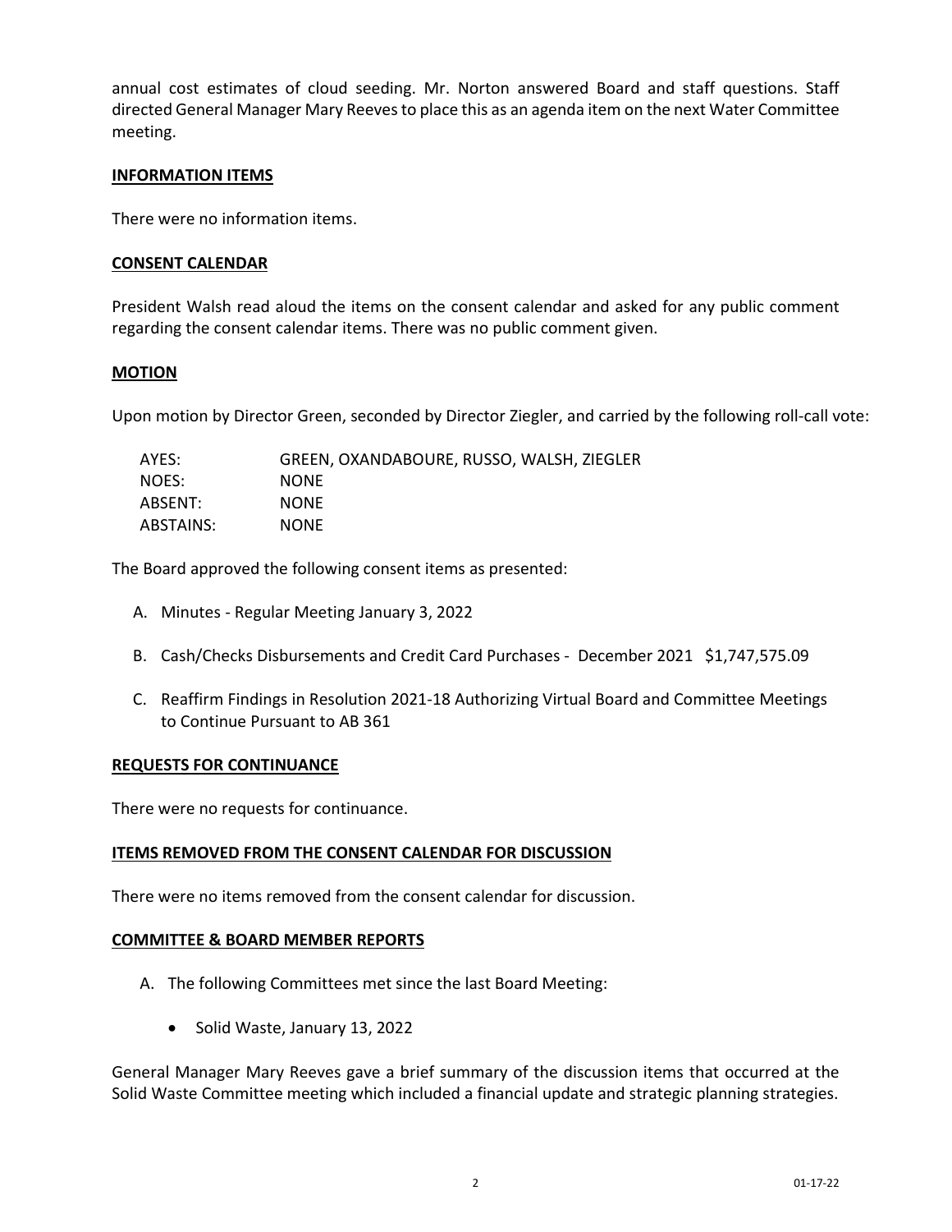annual cost estimates of cloud seeding. Mr. Norton answered Board and staff questions. Staff directed General Manager Mary Reeves to place this as an agenda item on the next Water Committee meeting.

**INFORMATION ITEMS**

There were no information items.

**CONSENT CALENDAR**

President Walsh read aloud the items on the consent calendar and asked for any public comment regarding the consent calendar items. There was no public comment given.

**MOTION**

Upon motion by Director Green, seconded by Director Ziegler, and carried by the following roll-call vote:

| | |
|---|---|
| AYES: | GREEN, OXANDABOURE, RUSSO, WALSH, ZIEGLER |
| NOES: | NONE |
| ABSENT: | NONE |
| ABSTAINS: | NONE |

The Board approved the following consent items as presented:

A. Minutes - Regular Meeting January 3, 2022

B. Cash/Checks Disbursements and Credit Card Purchases - December 2021 $1,747,575.09

C. Reaffirm Findings in Resolution 2021-18 Authorizing Virtual Board and Committee Meetings to Continue Pursuant to AB 361

**REQUESTS FOR CONTINUANCE**

There were no requests for continuance.

**ITEMS REMOVED FROM THE CONSENT CALENDAR FOR DISCUSSION**

There were no items removed from the consent calendar for discussion.

**COMMITTEE & BOARD MEMBER REPORTS**

A. The following Committees met since the last Board Meeting:

- Solid Waste, January 13, 2022

General Manager Mary Reeves gave a brief summary of the discussion items that occurred at the Solid Waste Committee meeting which included a financial update and strategic planning strategies.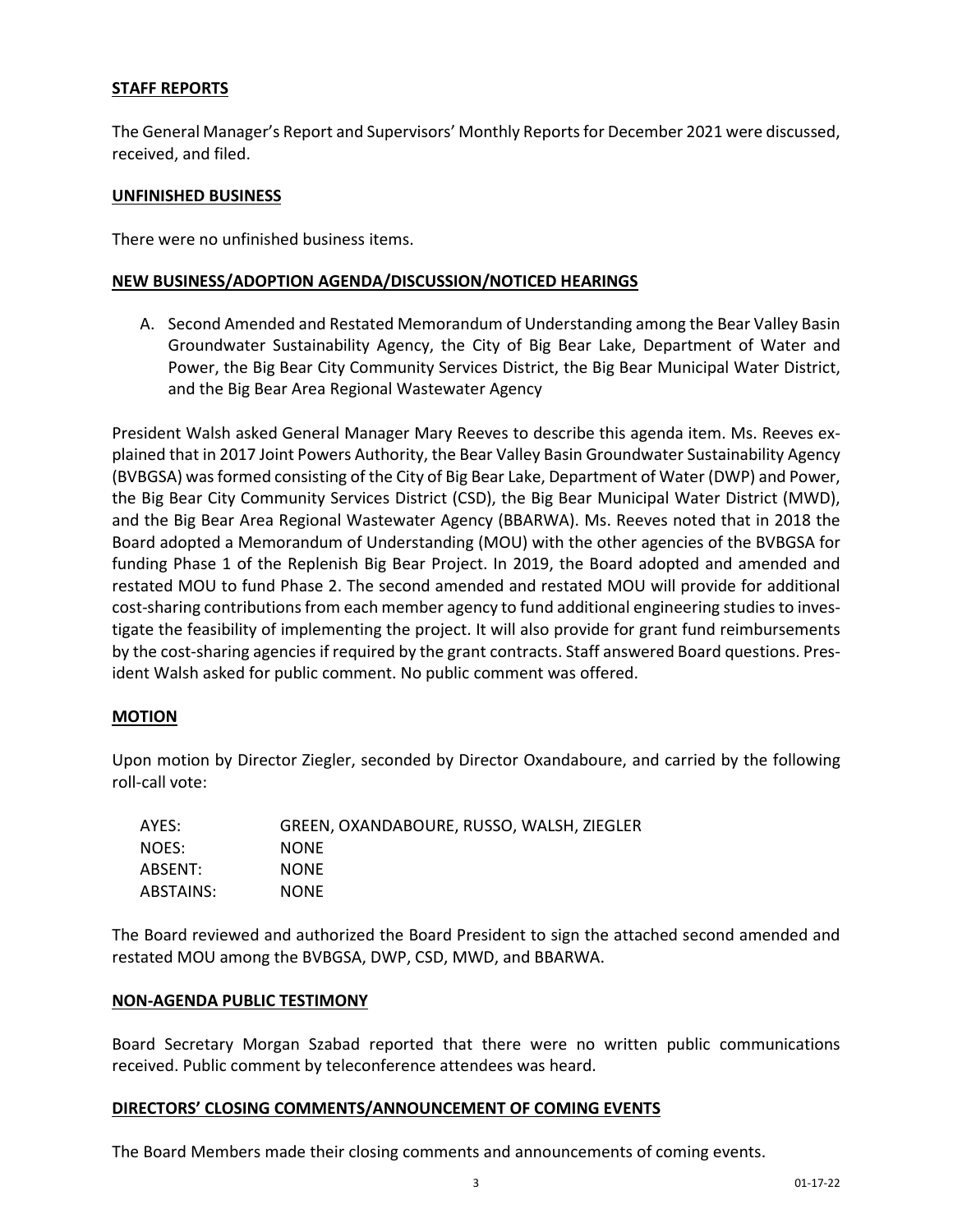## STAFF REPORTS

The General Manager's Report and Supervisors' Monthly Reports for December 2021 were discussed, received, and filed.

## UNFINISHED BUSINESS

There were no unfinished business items.

## NEW BUSINESS/ADOPTION AGENDA/DISCUSSION/NOTICED HEARINGS

A. Second Amended and Restated Memorandum of Understanding among the Bear Valley Basin Groundwater Sustainability Agency, the City of Big Bear Lake, Department of Water and Power, the Big Bear City Community Services District, the Big Bear Municipal Water District, and the Big Bear Area Regional Wastewater Agency

President Walsh asked General Manager Mary Reeves to describe this agenda item. Ms. Reeves explained that in 2017 Joint Powers Authority, the Bear Valley Basin Groundwater Sustainability Agency (BVBGSA) was formed consisting of the City of Big Bear Lake, Department of Water (DWP) and Power, the Big Bear City Community Services District (CSD), the Big Bear Municipal Water District (MWD), and the Big Bear Area Regional Wastewater Agency (BBARWA). Ms. Reeves noted that in 2018 the Board adopted a Memorandum of Understanding (MOU) with the other agencies of the BVBGSA for funding Phase 1 of the Replenish Big Bear Project. In 2019, the Board adopted and amended and restated MOU to fund Phase 2. The second amended and restated MOU will provide for additional cost-sharing contributions from each member agency to fund additional engineering studies to investigate the feasibility of implementing the project. It will also provide for grant fund reimbursements by the cost-sharing agencies if required by the grant contracts. Staff answered Board questions. President Walsh asked for public comment. No public comment was offered.

## MOTION

Upon motion by Director Ziegler, seconded by Director Oxandaboure, and carried by the following roll-call vote:

| | |
|---|---|
| AYES: | GREEN, OXANDABOURE, RUSSO, WALSH, ZIEGLER |
| NOES: | NONE |
| ABSENT: | NONE |
| ABSTAINS: | NONE |

The Board reviewed and authorized the Board President to sign the attached second amended and restated MOU among the BVBGSA, DWP, CSD, MWD, and BBARWA.

## NON-AGENDA PUBLIC TESTIMONY

Board Secretary Morgan Szabad reported that there were no written public communications received. Public comment by teleconference attendees was heard.

## DIRECTORS' CLOSING COMMENTS/ANNOUNCEMENT OF COMING EVENTS

The Board Members made their closing comments and announcements of coming events.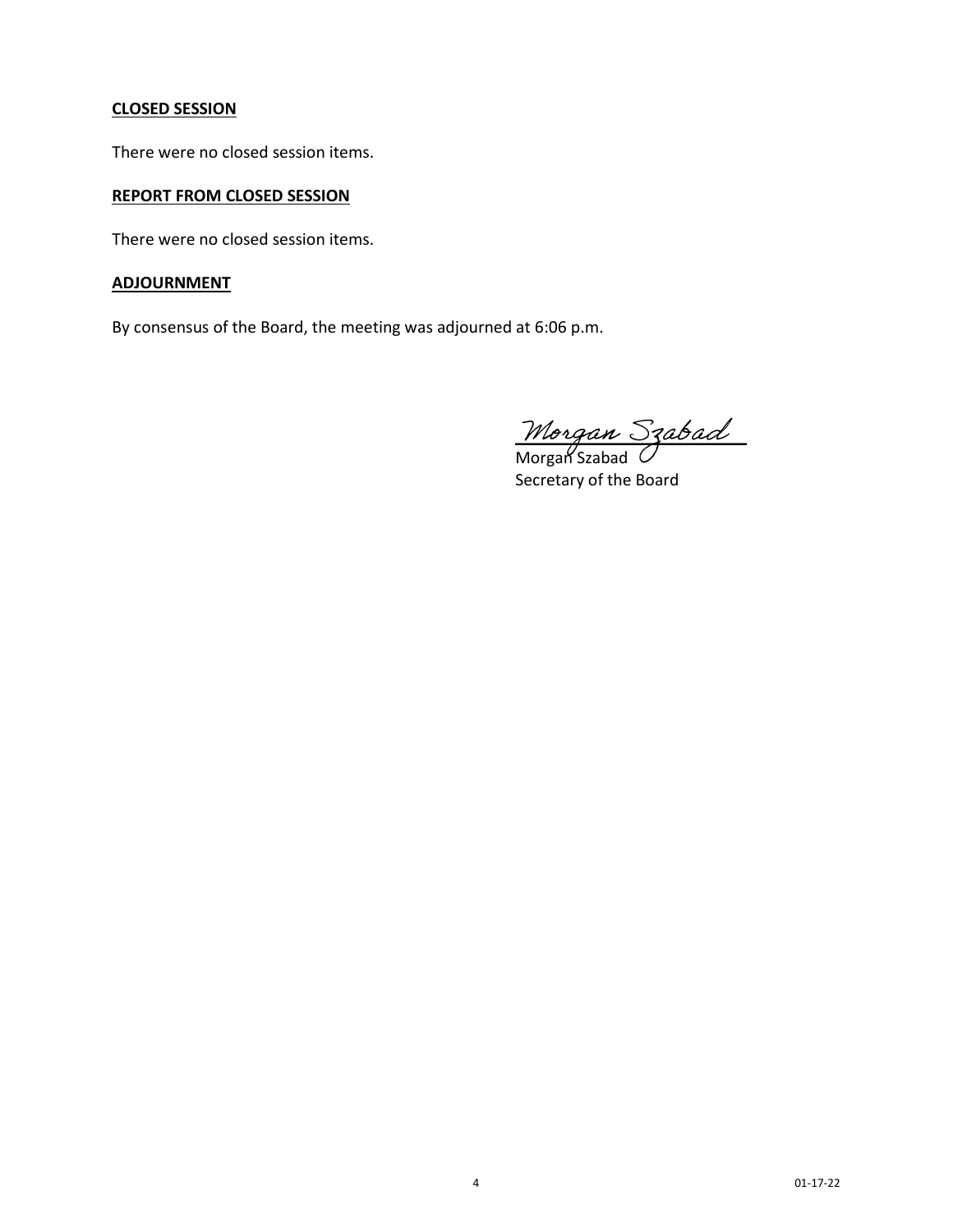**CLOSED SESSION**

There were no closed session items.

**REPORT FROM CLOSED SESSION**

There were no closed session items.

**ADJOURNMENT**

By consensus of the Board, the meeting was adjourned at 6:06 p.m.

Morgan Szabad

Morgan Szabad
Secretary of the Board